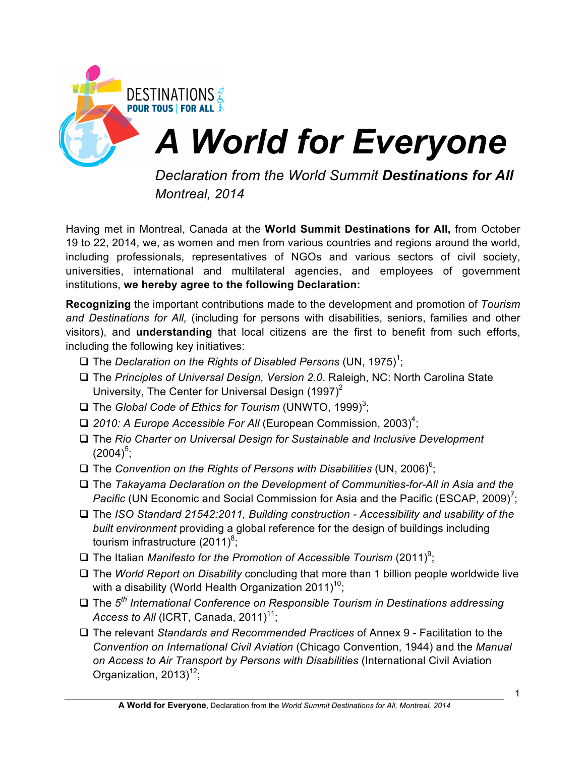DESTINATIONS POUR TOUS | FOR ALL

# *A World for Everyone*

*Declaration from the World Summit* ***Destinations for All***
*Montreal, 2014*

Having met in Montreal, Canada at the **World Summit Destinations for All,** from October 19 to 22, 2014, we, as women and men from various countries and regions around the world, including professionals, representatives of NGOs and various sectors of civil society, universities, international and multilateral agencies, and employees of government institutions, **we hereby agree to the following Declaration:**

**Recognizing** the important contributions made to the development and promotion of *Tourism and Destinations for All,* (including for persons with disabilities, seniors, families and other visitors), and **understanding** that local citizens are the first to benefit from such efforts, including the following key initiatives:

- ❑ The *Declaration on the Rights of Disabled Persons* (UN, 1975)[1];
- ❑ The *Principles of Universal Design, Version 2.0*. Raleigh, NC: North Carolina State University, The Center for Universal Design (1997)[2]
- ❑ The *Global Code of Ethics for Tourism* (UNWTO, 1999)[3];
- ❑ *2010: A Europe Accessible For All* (European Commission, 2003)[4];
- ❑ The *Rio Charter on Universal Design for Sustainable and Inclusive Development* (2004)[5];
- ❑ The *Convention on the Rights of Persons with Disabilities* (UN, 2006)[6];
- ❑ The *Takayama Declaration on the Development of Communities-for-All in Asia and the Pacific* (UN Economic and Social Commission for Asia and the Pacific (ESCAP, 2009)[7];
- ❑ The *ISO Standard 21542:2011, Building construction - Accessibility and usability of the built environment* providing a global reference for the design of buildings including tourism infrastructure (2011)[8];
- ❑ The Italian *Manifesto for the Promotion of Accessible Tourism* (2011)[9];
- ❑ The *World Report on Disability* concluding that more than 1 billion people worldwide live with a disability (World Health Organization 2011)[10];
- ❑ The *5th International Conference on Responsible Tourism in Destinations addressing Access to All* (ICRT, Canada, 2011)[11];
- ❑ The relevant *Standards and Recommended Practices* of Annex 9 - Facilitation to the *Convention on International Civil Aviation* (Chicago Convention, 1944) and the *Manual on Access to Air Transport by Persons with Disabilities* (International Civil Aviation Organization, 2013)[12];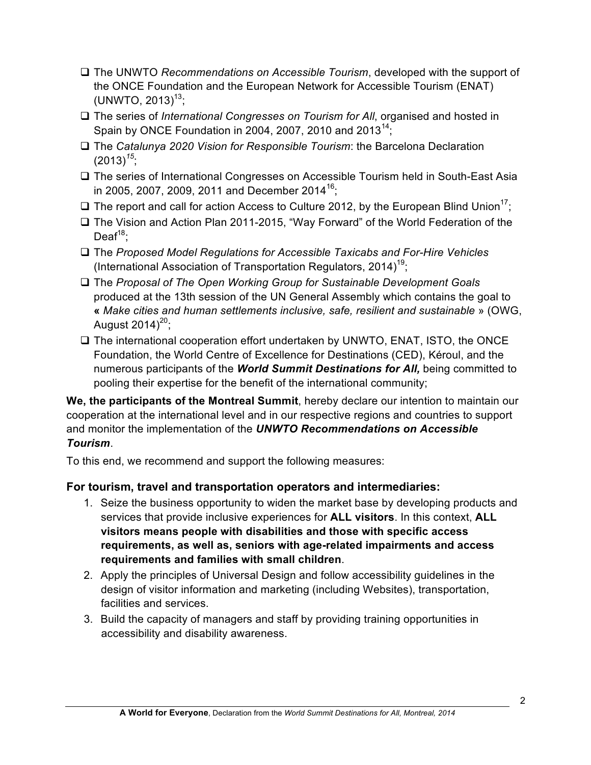- The UNWTO *Recommendations on Accessible Tourism*, developed with the support of the ONCE Foundation and the European Network for Accessible Tourism (ENAT) (UNWTO, 2013)[13];
- The series of *International Congresses on Tourism for All*, organised and hosted in Spain by ONCE Foundation in 2004, 2007, 2010 and 2013[14];
- The *Catalunya 2020 Vision for Responsible Tourism*: the Barcelona Declaration (2013)[15];
- The series of International Congresses on Accessible Tourism held in South-East Asia in 2005, 2007, 2009, 2011 and December 2014[16];
- The report and call for action Access to Culture 2012, by the European Blind Union[17];
- The Vision and Action Plan 2011-2015, "Way Forward" of the World Federation of the Deaf[18];
- The *Proposed Model Regulations for Accessible Taxicabs and For-Hire Vehicles* (International Association of Transportation Regulators, 2014)[19];
- The *Proposal of The Open Working Group for Sustainable Development Goals* produced at the 13th session of the UN General Assembly which contains the goal to **«** *Make cities and human settlements inclusive, safe, resilient and sustainable* » (OWG, August 2014)[20];
- The international cooperation effort undertaken by UNWTO, ENAT, ISTO, the ONCE Foundation, the World Centre of Excellence for Destinations (CED), Kéroul, and the numerous participants of the ***World Summit Destinations for All,*** being committed to pooling their expertise for the benefit of the international community;

**We, the participants of the Montreal Summit**, hereby declare our intention to maintain our cooperation at the international level and in our respective regions and countries to support and monitor the implementation of the ***UNWTO Recommendations on Accessible Tourism***.

To this end, we recommend and support the following measures:

### For tourism, travel and transportation operators and intermediaries:

1. Seize the business opportunity to widen the market base by developing products and services that provide inclusive experiences for **ALL visitors**. In this context, **ALL visitors means people with disabilities and those with specific access requirements, as well as, seniors with age-related impairments and access requirements and families with small children**.
2. Apply the principles of Universal Design and follow accessibility guidelines in the design of visitor information and marketing (including Websites), transportation, facilities and services.
3. Build the capacity of managers and staff by providing training opportunities in accessibility and disability awareness.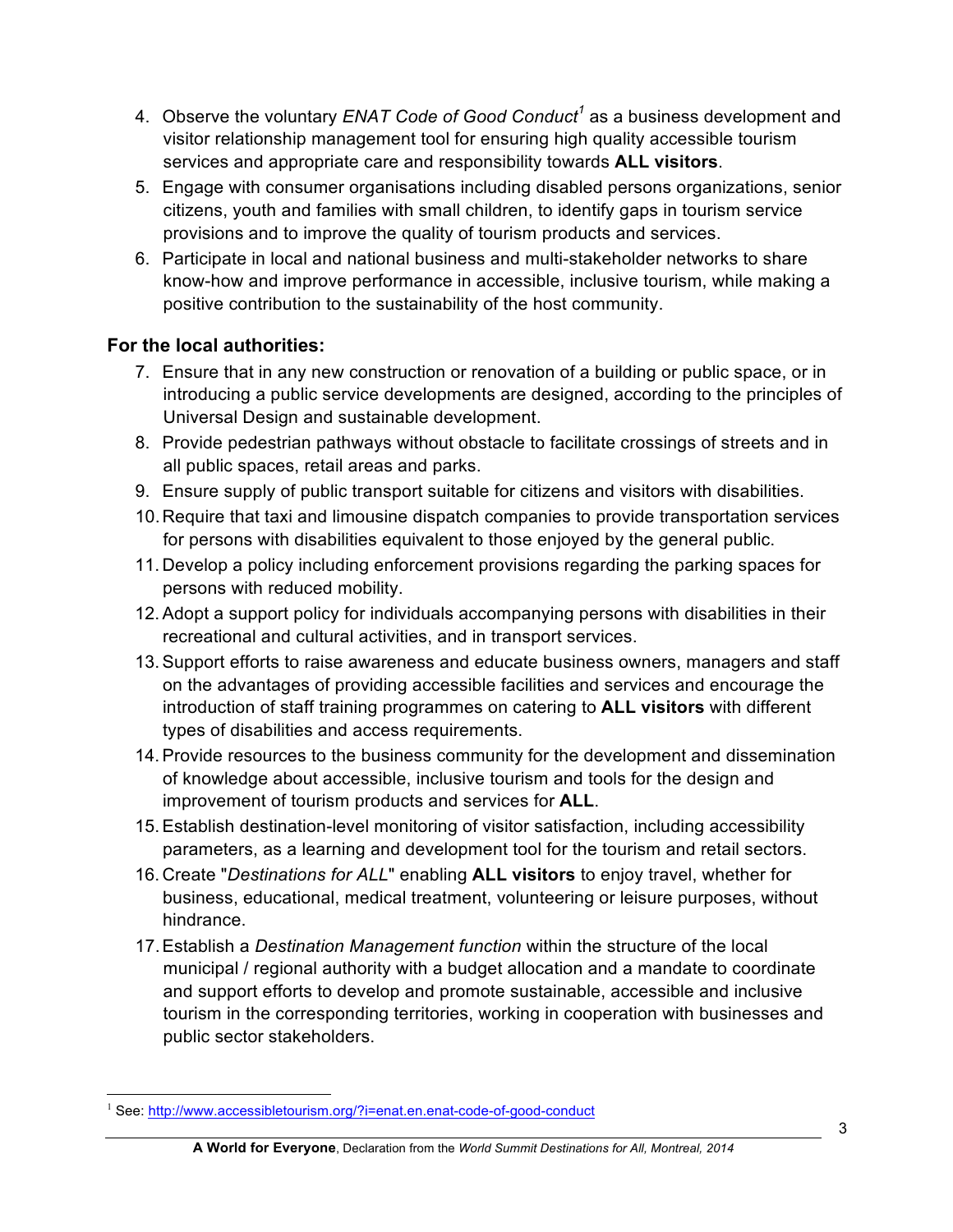4. Observe the voluntary *ENAT Code of Good Conduct*[1] as a business development and visitor relationship management tool for ensuring high quality accessible tourism services and appropriate care and responsibility towards **ALL visitors**.
5. Engage with consumer organisations including disabled persons organizations, senior citizens, youth and families with small children, to identify gaps in tourism service provisions and to improve the quality of tourism products and services.
6. Participate in local and national business and multi-stakeholder networks to share know-how and improve performance in accessible, inclusive tourism, while making a positive contribution to the sustainability of the host community.

### For the local authorities:

7. Ensure that in any new construction or renovation of a building or public space, or in introducing a public service developments are designed, according to the principles of Universal Design and sustainable development.
8. Provide pedestrian pathways without obstacle to facilitate crossings of streets and in all public spaces, retail areas and parks.
9. Ensure supply of public transport suitable for citizens and visitors with disabilities.
10. Require that taxi and limousine dispatch companies to provide transportation services for persons with disabilities equivalent to those enjoyed by the general public.
11. Develop a policy including enforcement provisions regarding the parking spaces for persons with reduced mobility.
12. Adopt a support policy for individuals accompanying persons with disabilities in their recreational and cultural activities, and in transport services.
13. Support efforts to raise awareness and educate business owners, managers and staff on the advantages of providing accessible facilities and services and encourage the introduction of staff training programmes on catering to **ALL visitors** with different types of disabilities and access requirements.
14. Provide resources to the business community for the development and dissemination of knowledge about accessible, inclusive tourism and tools for the design and improvement of tourism products and services for **ALL**.
15. Establish destination-level monitoring of visitor satisfaction, including accessibility parameters, as a learning and development tool for the tourism and retail sectors.
16. Create "*Destinations for ALL*" enabling **ALL visitors** to enjoy travel, whether for business, educational, medical treatment, volunteering or leisure purposes, without hindrance.
17. Establish a *Destination Management function* within the structure of the local municipal / regional authority with a budget allocation and a mandate to coordinate and support efforts to develop and promote sustainable, accessible and inclusive tourism in the corresponding territories, working in cooperation with businesses and public sector stakeholders.

---

[1] See: http://www.accessibletourism.org/?i=enat.en.enat-code-of-good-conduct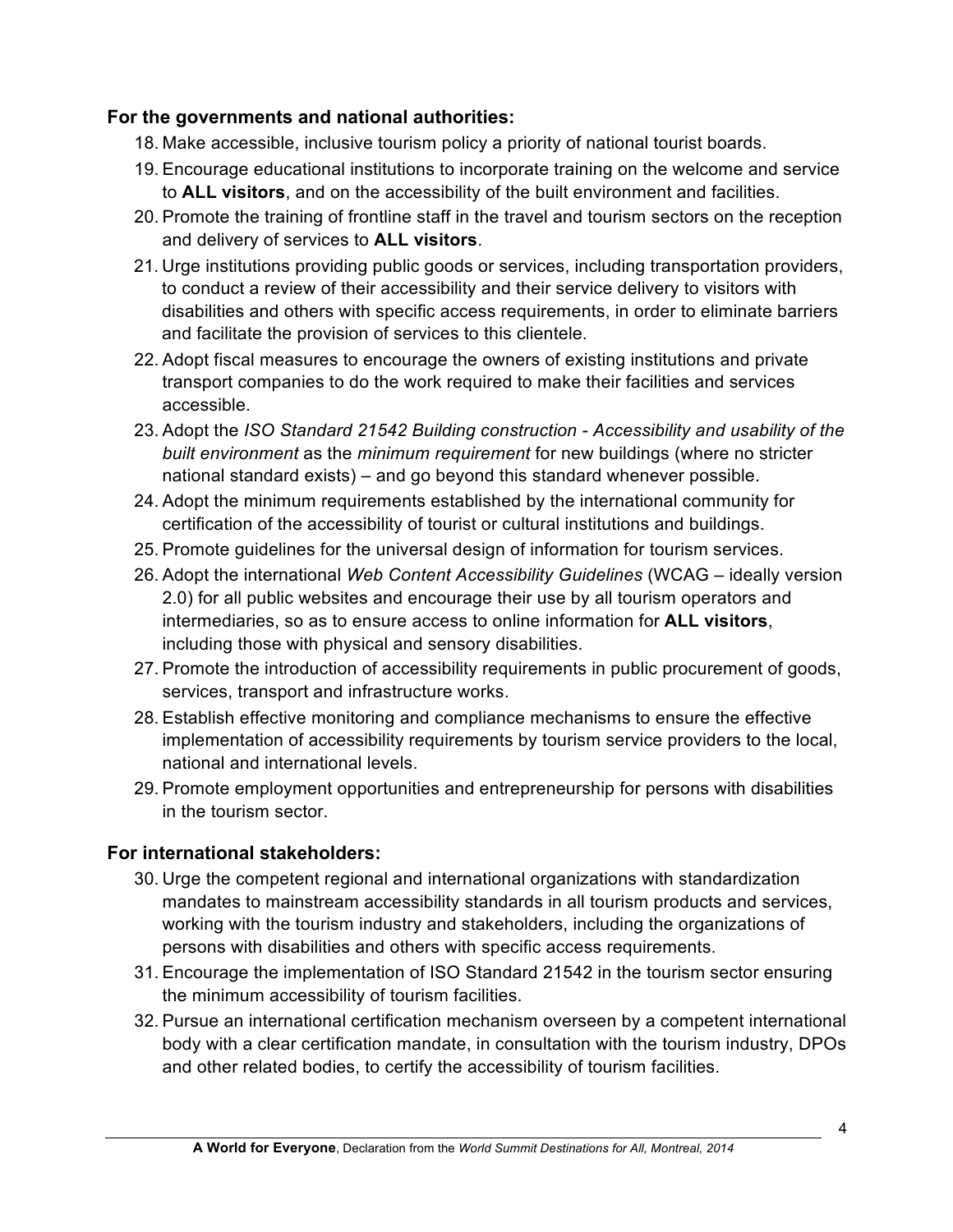**For the governments and national authorities:**

18. Make accessible, inclusive tourism policy a priority of national tourist boards.
19. Encourage educational institutions to incorporate training on the welcome and service to **ALL visitors**, and on the accessibility of the built environment and facilities.
20. Promote the training of frontline staff in the travel and tourism sectors on the reception and delivery of services to **ALL visitors**.
21. Urge institutions providing public goods or services, including transportation providers, to conduct a review of their accessibility and their service delivery to visitors with disabilities and others with specific access requirements, in order to eliminate barriers and facilitate the provision of services to this clientele.
22. Adopt fiscal measures to encourage the owners of existing institutions and private transport companies to do the work required to make their facilities and services accessible.
23. Adopt the *ISO Standard 21542 Building construction - Accessibility and usability of the built environment* as the *minimum requirement* for new buildings (where no stricter national standard exists) – and go beyond this standard whenever possible.
24. Adopt the minimum requirements established by the international community for certification of the accessibility of tourist or cultural institutions and buildings.
25. Promote guidelines for the universal design of information for tourism services.
26. Adopt the international *Web Content Accessibility Guidelines* (WCAG – ideally version 2.0) for all public websites and encourage their use by all tourism operators and intermediaries, so as to ensure access to online information for **ALL visitors**, including those with physical and sensory disabilities.
27. Promote the introduction of accessibility requirements in public procurement of goods, services, transport and infrastructure works.
28. Establish effective monitoring and compliance mechanisms to ensure the effective implementation of accessibility requirements by tourism service providers to the local, national and international levels.
29. Promote employment opportunities and entrepreneurship for persons with disabilities in the tourism sector.

**For international stakeholders:**

30. Urge the competent regional and international organizations with standardization mandates to mainstream accessibility standards in all tourism products and services, working with the tourism industry and stakeholders, including the organizations of persons with disabilities and others with specific access requirements.
31. Encourage the implementation of ISO Standard 21542 in the tourism sector ensuring the minimum accessibility of tourism facilities.
32. Pursue an international certification mechanism overseen by a competent international body with a clear certification mandate, in consultation with the tourism industry, DPOs and other related bodies, to certify the accessibility of tourism facilities.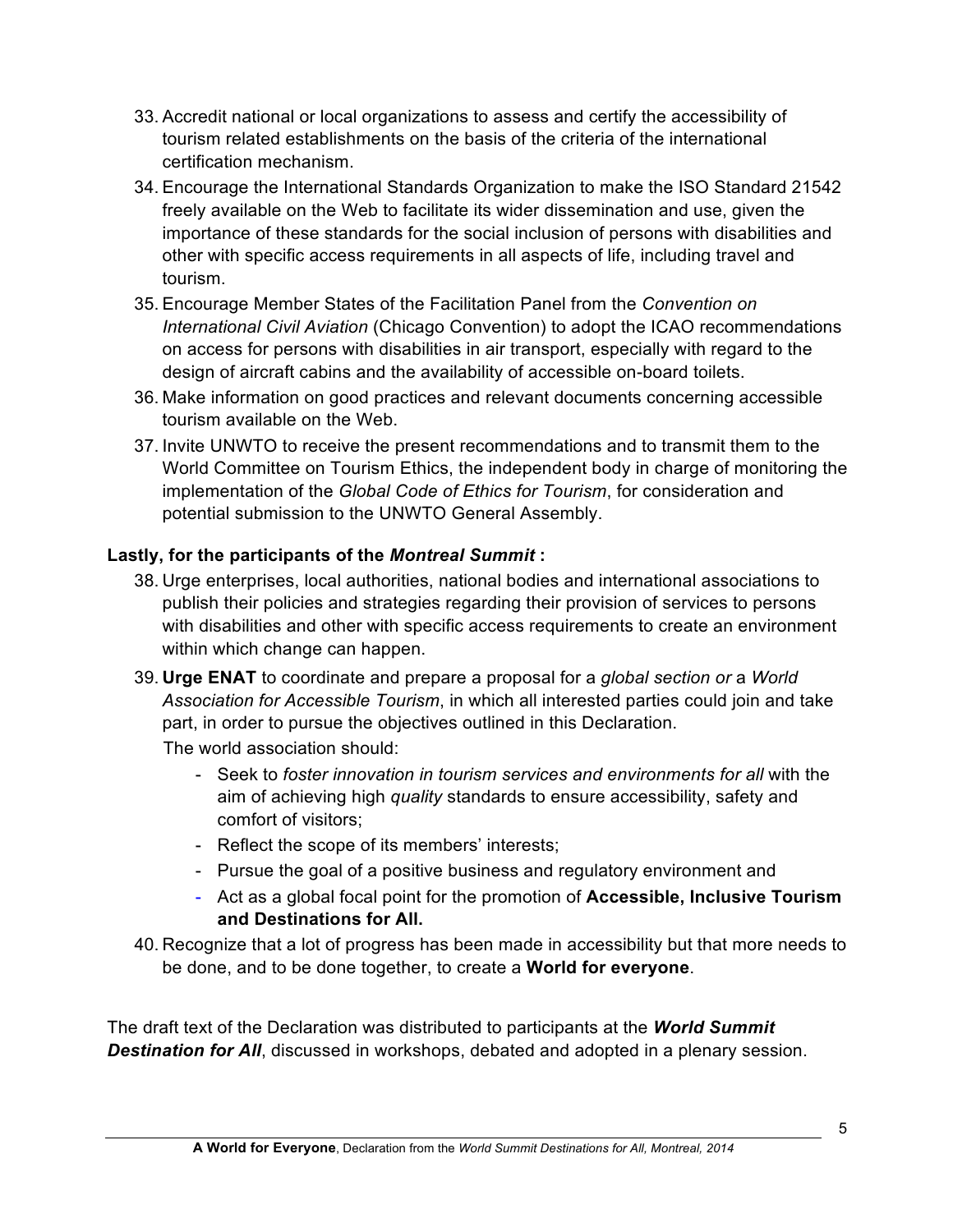33. Accredit national or local organizations to assess and certify the accessibility of tourism related establishments on the basis of the criteria of the international certification mechanism.
34. Encourage the International Standards Organization to make the ISO Standard 21542 freely available on the Web to facilitate its wider dissemination and use, given the importance of these standards for the social inclusion of persons with disabilities and other with specific access requirements in all aspects of life, including travel and tourism.
35. Encourage Member States of the Facilitation Panel from the *Convention on International Civil Aviation* (Chicago Convention) to adopt the ICAO recommendations on access for persons with disabilities in air transport, especially with regard to the design of aircraft cabins and the availability of accessible on-board toilets.
36. Make information on good practices and relevant documents concerning accessible tourism available on the Web.
37. Invite UNWTO to receive the present recommendations and to transmit them to the World Committee on Tourism Ethics, the independent body in charge of monitoring the implementation of the *Global Code of Ethics for Tourism*, for consideration and potential submission to the UNWTO General Assembly.

**Lastly, for the participants of the *Montreal Summit* :**

38. Urge enterprises, local authorities, national bodies and international associations to publish their policies and strategies regarding their provision of services to persons with disabilities and other with specific access requirements to create an environment within which change can happen.
39. **Urge ENAT** to coordinate and prepare a proposal for a *global section or* a *World Association for Accessible Tourism*, in which all interested parties could join and take part, in order to pursue the objectives outlined in this Declaration.

    The world association should:

    - Seek to *foster innovation in tourism services and environments for all* with the aim of achieving high *quality* standards to ensure accessibility, safety and comfort of visitors;
    - Reflect the scope of its members' interests;
    - Pursue the goal of a positive business and regulatory environment and
    - Act as a global focal point for the promotion of **Accessible, Inclusive Tourism and Destinations for All.**
40. Recognize that a lot of progress has been made in accessibility but that more needs to be done, and to be done together, to create a **World for everyone**.

The draft text of the Declaration was distributed to participants at the ***World Summit Destination for All***, discussed in workshops, debated and adopted in a plenary session.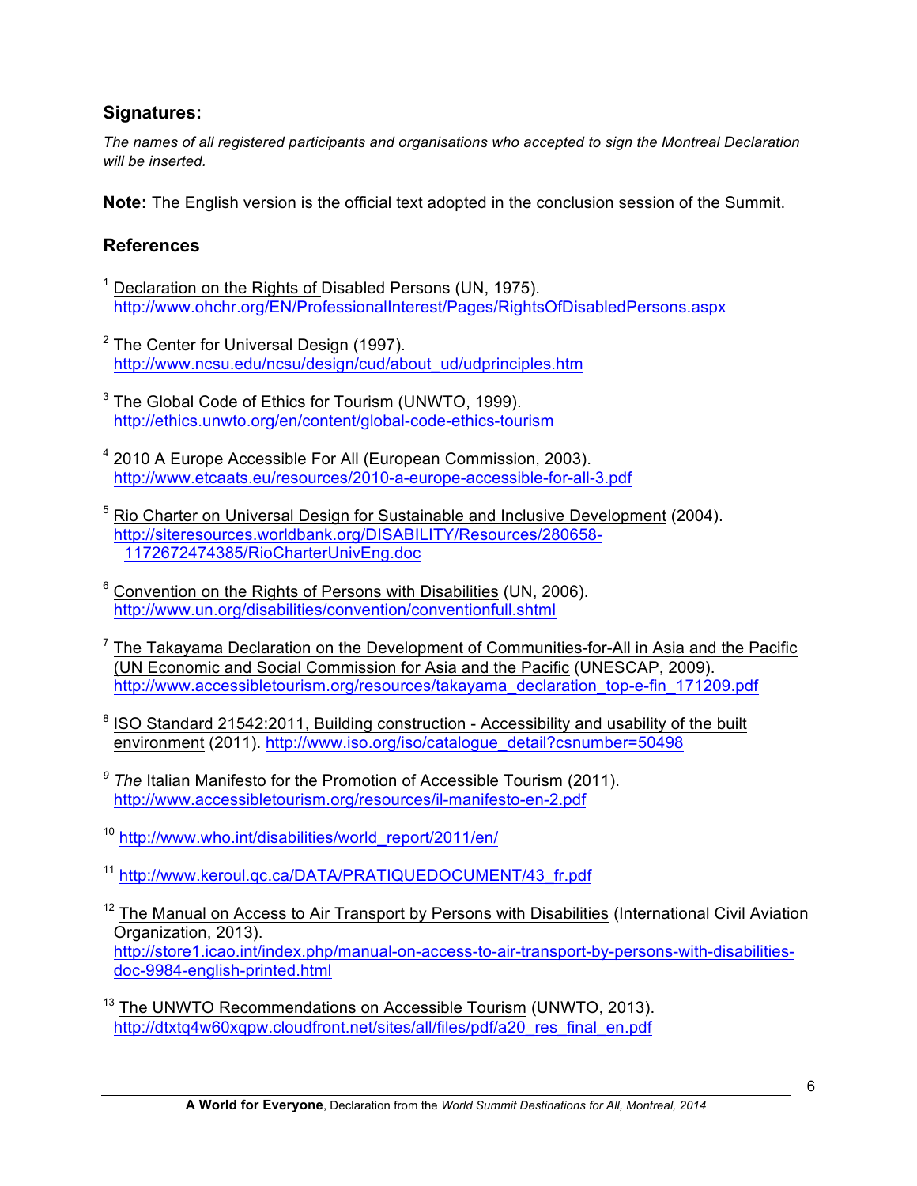## Signatures:

*The names of all registered participants and organisations who accepted to sign the Montreal Declaration will be inserted.*

**Note:** The English version is the official text adopted in the conclusion session of the Summit.

## References

[1] Declaration on the Rights of Disabled Persons (UN, 1975). http://www.ohchr.org/EN/ProfessionalInterest/Pages/RightsOfDisabledPersons.aspx

[2] The Center for Universal Design (1997). http://www.ncsu.edu/ncsu/design/cud/about_ud/udprinciples.htm

[3] The Global Code of Ethics for Tourism (UNWTO, 1999). http://ethics.unwto.org/en/content/global-code-ethics-tourism

[4] 2010 A Europe Accessible For All (European Commission, 2003). http://www.etcaats.eu/resources/2010-a-europe-accessible-for-all-3.pdf

[5] Rio Charter on Universal Design for Sustainable and Inclusive Development (2004). http://siteresources.worldbank.org/DISABILITY/Resources/280658-1172672474385/RioCharterUnivEng.doc

[6] Convention on the Rights of Persons with Disabilities (UN, 2006). http://www.un.org/disabilities/convention/conventionfull.shtml

[7] The Takayama Declaration on the Development of Communities-for-All in Asia and the Pacific (UN Economic and Social Commission for Asia and the Pacific (UNESCAP, 2009). http://www.accessibletourism.org/resources/takayama_declaration_top-e-fin_171209.pdf

[8] ISO Standard 21542:2011, Building construction - Accessibility and usability of the built environment (2011). http://www.iso.org/iso/catalogue_detail?csnumber=50498

[9] *The* Italian Manifesto for the Promotion of Accessible Tourism (2011). http://www.accessibletourism.org/resources/il-manifesto-en-2.pdf

[10] http://www.who.int/disabilities/world_report/2011/en/

[11] http://www.keroul.qc.ca/DATA/PRATIQUEDOCUMENT/43_fr.pdf

[12] The Manual on Access to Air Transport by Persons with Disabilities (International Civil Aviation Organization, 2013). http://store1.icao.int/index.php/manual-on-access-to-air-transport-by-persons-with-disabilities-doc-9984-english-printed.html

[13] The UNWTO Recommendations on Accessible Tourism (UNWTO, 2013). http://dtxtq4w60xqpw.cloudfront.net/sites/all/files/pdf/a20_res_final_en.pdf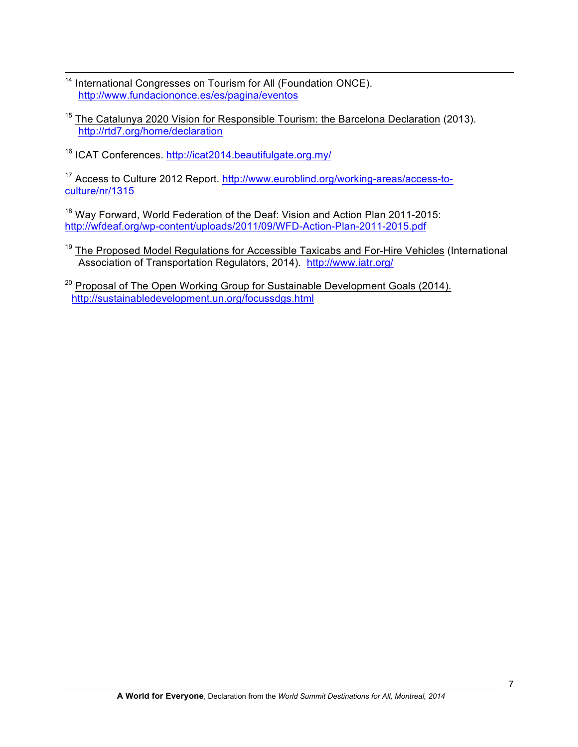[14] International Congresses on Tourism for All (Foundation ONCE). http://www.fundaciononce.es/es/pagina/eventos

[15] The Catalunya 2020 Vision for Responsible Tourism: the Barcelona Declaration (2013). http://rtd7.org/home/declaration

[16] ICAT Conferences. http://icat2014.beautifulgate.org.my/

[17] Access to Culture 2012 Report. http://www.euroblind.org/working-areas/access-to-culture/nr/1315

[18] Way Forward, World Federation of the Deaf: Vision and Action Plan 2011-2015: http://wfdeaf.org/wp-content/uploads/2011/09/WFD-Action-Plan-2011-2015.pdf

[19] The Proposed Model Regulations for Accessible Taxicabs and For-Hire Vehicles (International Association of Transportation Regulators, 2014). http://www.iatr.org/

[20] Proposal of The Open Working Group for Sustainable Development Goals (2014). http://sustainabledevelopment.un.org/focussdgs.html